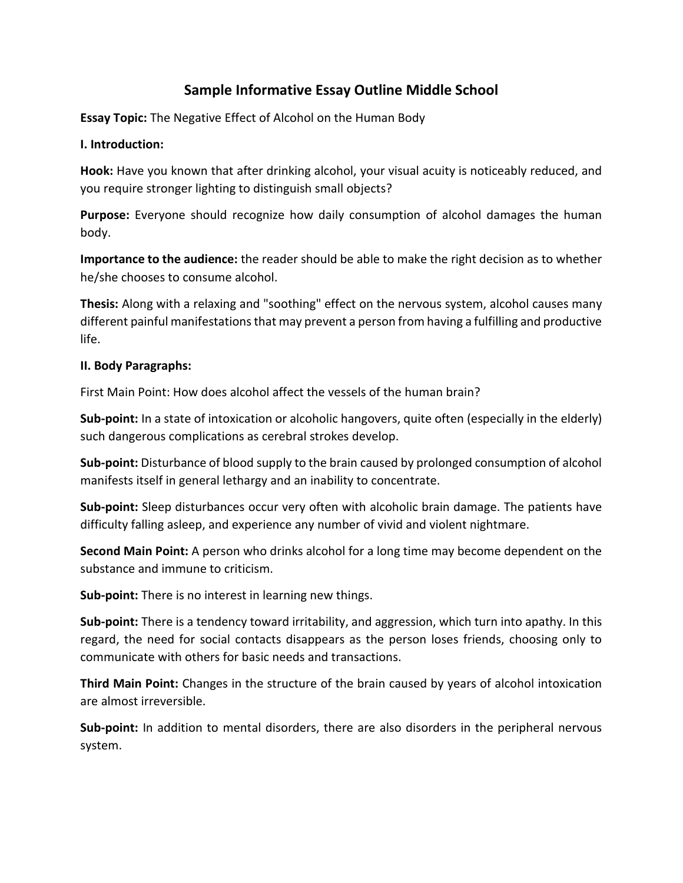# Sample Informative Essay Outline Middle School

**Essay Topic:** The Negative Effect of Alcohol on the Human Body

**I. Introduction:**

**Hook:** Have you known that after drinking alcohol, your visual acuity is noticeably reduced, and you require stronger lighting to distinguish small objects?

**Purpose:** Everyone should recognize how daily consumption of alcohol damages the human body.

**Importance to the audience:** the reader should be able to make the right decision as to whether he/she chooses to consume alcohol.

**Thesis:** Along with a relaxing and "soothing" effect on the nervous system, alcohol causes many different painful manifestations that may prevent a person from having a fulfilling and productive life.

**II. Body Paragraphs:**

First Main Point: How does alcohol affect the vessels of the human brain?

**Sub-point:** In a state of intoxication or alcoholic hangovers, quite often (especially in the elderly) such dangerous complications as cerebral strokes develop.

**Sub-point:** Disturbance of blood supply to the brain caused by prolonged consumption of alcohol manifests itself in general lethargy and an inability to concentrate.

**Sub-point:** Sleep disturbances occur very often with alcoholic brain damage. The patients have difficulty falling asleep, and experience any number of vivid and violent nightmare.

**Second Main Point:** A person who drinks alcohol for a long time may become dependent on the substance and immune to criticism.

**Sub-point:** There is no interest in learning new things.

**Sub-point:** There is a tendency toward irritability, and aggression, which turn into apathy. In this regard, the need for social contacts disappears as the person loses friends, choosing only to communicate with others for basic needs and transactions.

**Third Main Point:** Changes in the structure of the brain caused by years of alcohol intoxication are almost irreversible.

**Sub-point:** In addition to mental disorders, there are also disorders in the peripheral nervous system.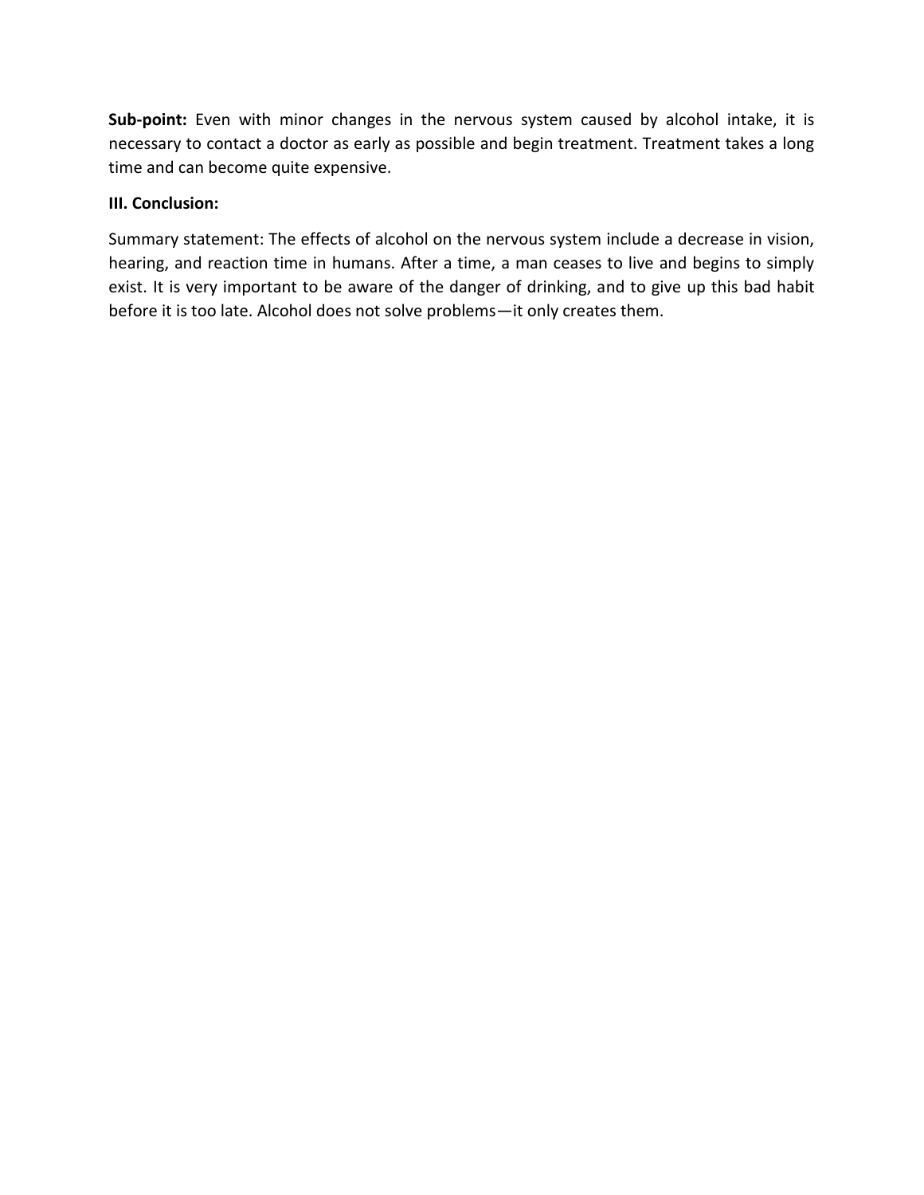**Sub-point:** Even with minor changes in the nervous system caused by alcohol intake, it is necessary to contact a doctor as early as possible and begin treatment. Treatment takes a long time and can become quite expensive.

**III. Conclusion:**

Summary statement: The effects of alcohol on the nervous system include a decrease in vision, hearing, and reaction time in humans. After a time, a man ceases to live and begins to simply exist. It is very important to be aware of the danger of drinking, and to give up this bad habit before it is too late. Alcohol does not solve problems—it only creates them.